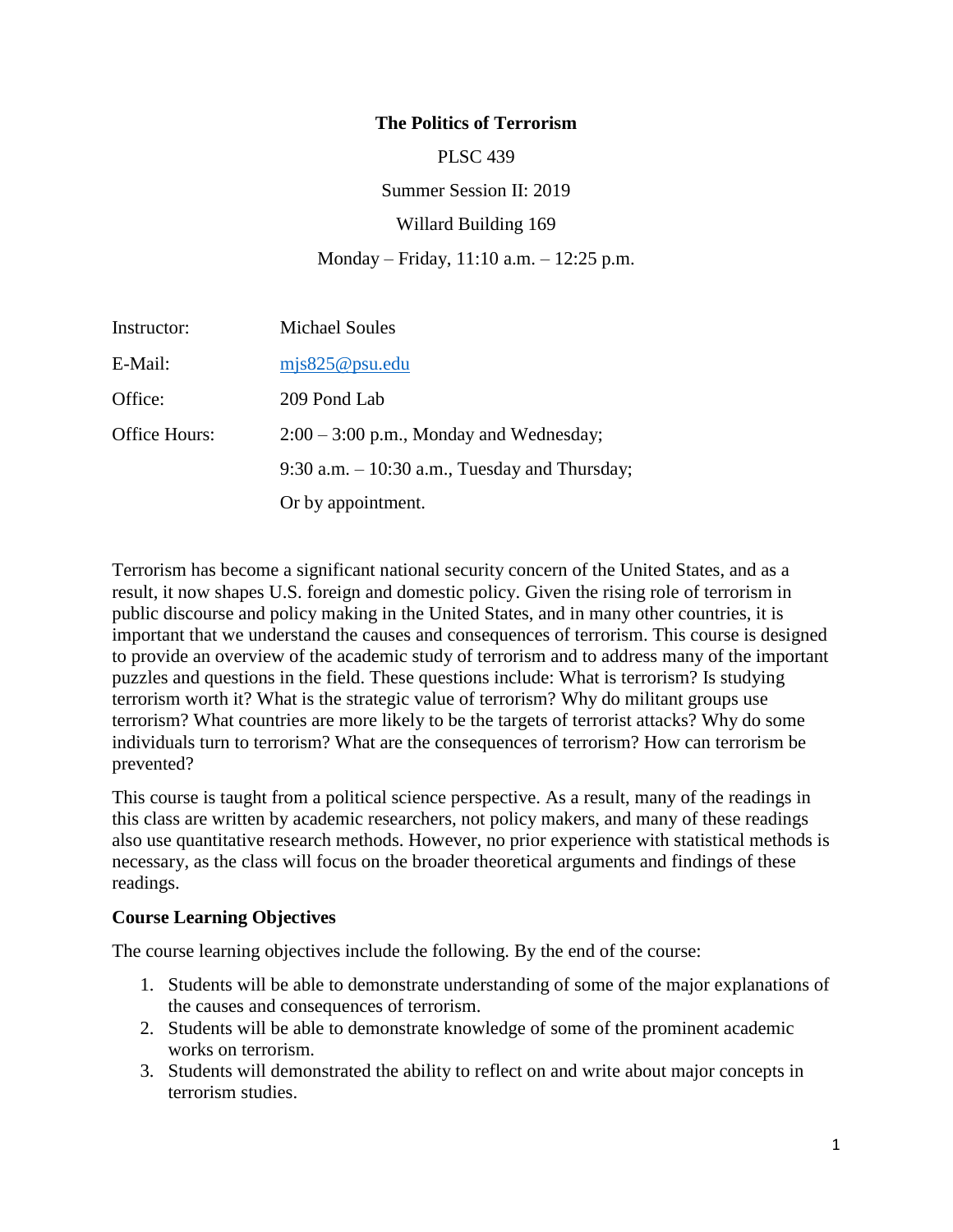# The Politics of Terrorism

PLSC 439

Summer Session II: 2019

Willard Building 169

Monday – Friday, 11:10 a.m. – 12:25 p.m.

| | |
|---|---|
| Instructor: | Michael Soules |
| E-Mail: | mjs825@psu.edu |
| Office: | 209 Pond Lab |
| Office Hours: | 2:00 – 3:00 p.m., Monday and Wednesday; |
| | 9:30 a.m. – 10:30 a.m., Tuesday and Thursday; |
| | Or by appointment. |

Terrorism has become a significant national security concern of the United States, and as a result, it now shapes U.S. foreign and domestic policy. Given the rising role of terrorism in public discourse and policy making in the United States, and in many other countries, it is important that we understand the causes and consequences of terrorism. This course is designed to provide an overview of the academic study of terrorism and to address many of the important puzzles and questions in the field. These questions include: What is terrorism? Is studying terrorism worth it? What is the strategic value of terrorism? Why do militant groups use terrorism? What countries are more likely to be the targets of terrorist attacks? Why do some individuals turn to terrorism? What are the consequences of terrorism? How can terrorism be prevented?

This course is taught from a political science perspective. As a result, many of the readings in this class are written by academic researchers, not policy makers, and many of these readings also use quantitative research methods. However, no prior experience with statistical methods is necessary, as the class will focus on the broader theoretical arguments and findings of these readings.

### Course Learning Objectives

The course learning objectives include the following. By the end of the course:

1. Students will be able to demonstrate understanding of some of the major explanations of the causes and consequences of terrorism.
2. Students will be able to demonstrate knowledge of some of the prominent academic works on terrorism.
3. Students will demonstrated the ability to reflect on and write about major concepts in terrorism studies.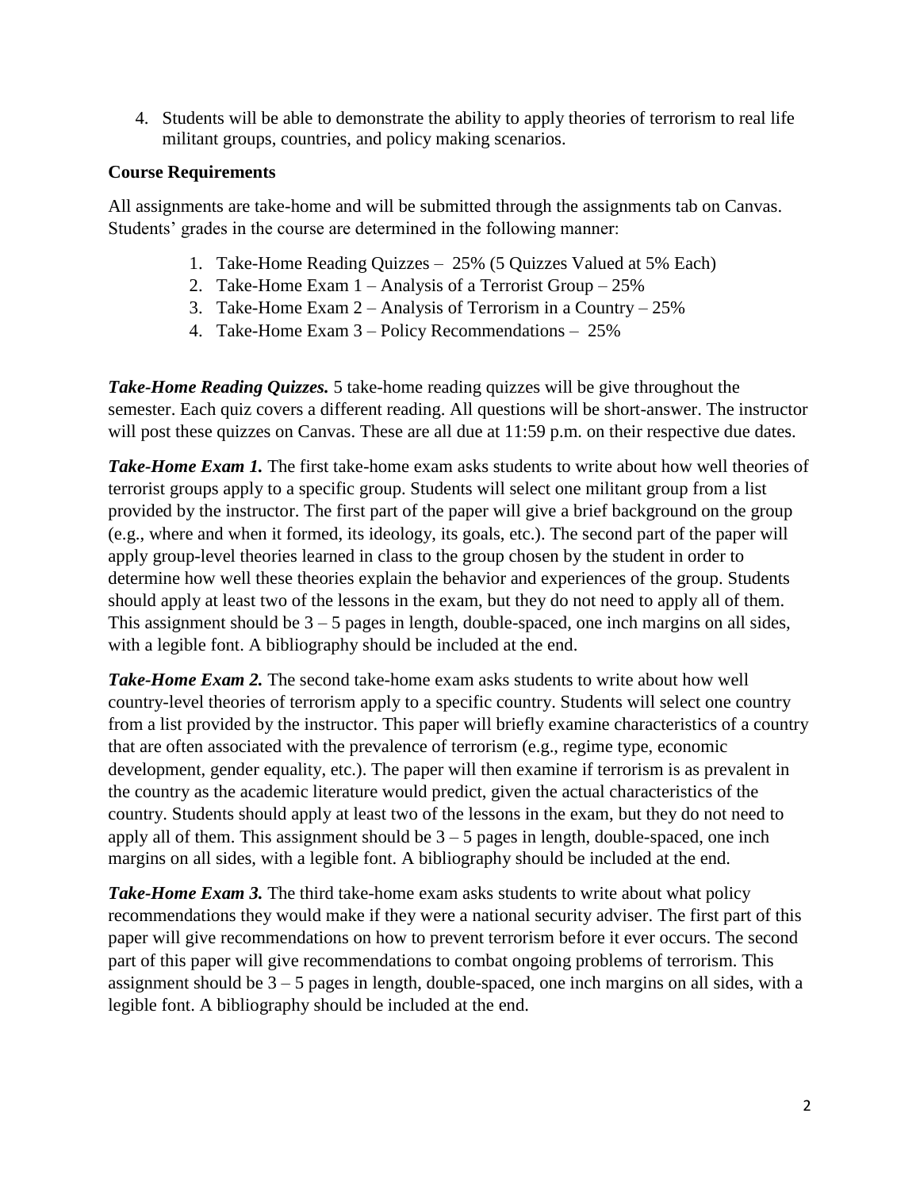4. Students will be able to demonstrate the ability to apply theories of terrorism to real life militant groups, countries, and policy making scenarios.

**Course Requirements**

All assignments are take-home and will be submitted through the assignments tab on Canvas. Students' grades in the course are determined in the following manner:

1. Take-Home Reading Quizzes – 25% (5 Quizzes Valued at 5% Each)
2. Take-Home Exam 1 – Analysis of a Terrorist Group – 25%
3. Take-Home Exam 2 – Analysis of Terrorism in a Country – 25%
4. Take-Home Exam 3 – Policy Recommendations – 25%

***Take-Home Reading Quizzes.*** 5 take-home reading quizzes will be give throughout the semester. Each quiz covers a different reading. All questions will be short-answer. The instructor will post these quizzes on Canvas. These are all due at 11:59 p.m. on their respective due dates.

***Take-Home Exam 1.*** The first take-home exam asks students to write about how well theories of terrorist groups apply to a specific group. Students will select one militant group from a list provided by the instructor. The first part of the paper will give a brief background on the group (e.g., where and when it formed, its ideology, its goals, etc.). The second part of the paper will apply group-level theories learned in class to the group chosen by the student in order to determine how well these theories explain the behavior and experiences of the group. Students should apply at least two of the lessons in the exam, but they do not need to apply all of them. This assignment should be 3 – 5 pages in length, double-spaced, one inch margins on all sides, with a legible font. A bibliography should be included at the end.

***Take-Home Exam 2.*** The second take-home exam asks students to write about how well country-level theories of terrorism apply to a specific country. Students will select one country from a list provided by the instructor. This paper will briefly examine characteristics of a country that are often associated with the prevalence of terrorism (e.g., regime type, economic development, gender equality, etc.). The paper will then examine if terrorism is as prevalent in the country as the academic literature would predict, given the actual characteristics of the country. Students should apply at least two of the lessons in the exam, but they do not need to apply all of them. This assignment should be 3 – 5 pages in length, double-spaced, one inch margins on all sides, with a legible font. A bibliography should be included at the end.

***Take-Home Exam 3.*** The third take-home exam asks students to write about what policy recommendations they would make if they were a national security adviser. The first part of this paper will give recommendations on how to prevent terrorism before it ever occurs. The second part of this paper will give recommendations to combat ongoing problems of terrorism. This assignment should be 3 – 5 pages in length, double-spaced, one inch margins on all sides, with a legible font. A bibliography should be included at the end.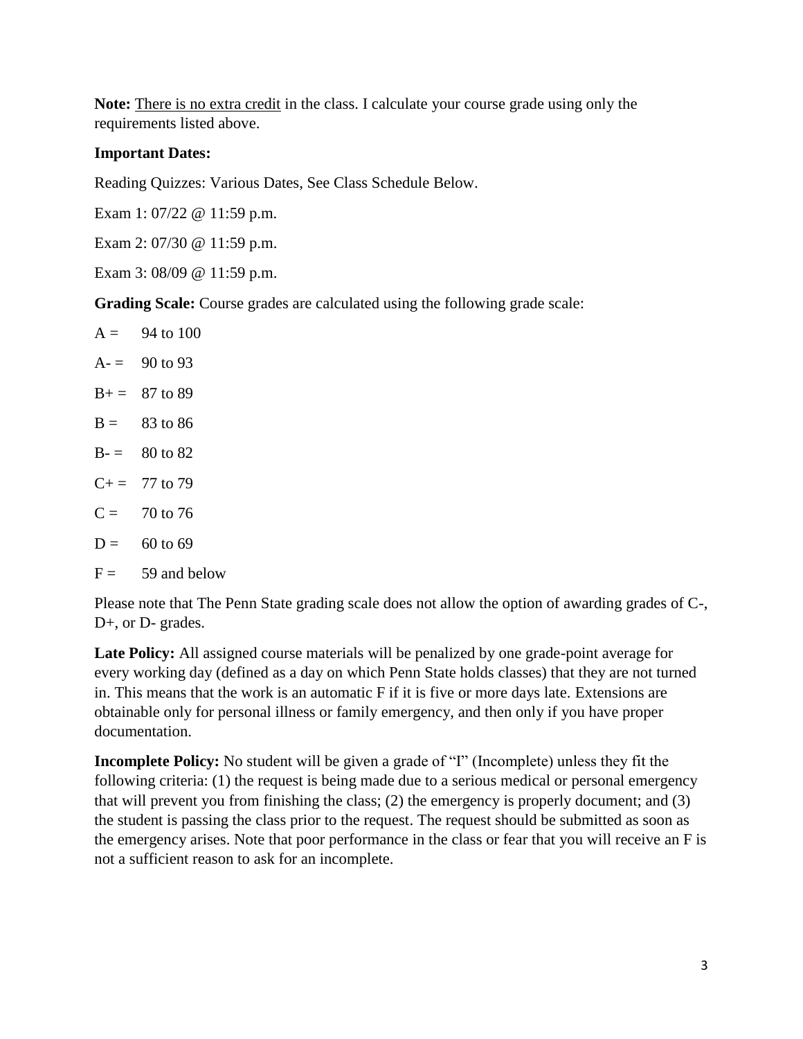**Note:** <u>There is no extra credit</u> in the class. I calculate your course grade using only the requirements listed above.

**Important Dates:**

Reading Quizzes: Various Dates, See Class Schedule Below.

Exam 1: 07/22 @ 11:59 p.m.

Exam 2: 07/30 @ 11:59 p.m.

Exam 3: 08/09 @ 11:59 p.m.

**Grading Scale:** Course grades are calculated using the following grade scale:

A = 94 to 100

A- = 90 to 93

B+ = 87 to 89

B = 83 to 86

B- = 80 to 82

C+ = 77 to 79

C = 70 to 76

D = 60 to 69

F = 59 and below

Please note that The Penn State grading scale does not allow the option of awarding grades of C-, D+, or D- grades.

**Late Policy:** All assigned course materials will be penalized by one grade-point average for every working day (defined as a day on which Penn State holds classes) that they are not turned in. This means that the work is an automatic F if it is five or more days late. Extensions are obtainable only for personal illness or family emergency, and then only if you have proper documentation.

**Incomplete Policy:** No student will be given a grade of "I" (Incomplete) unless they fit the following criteria: (1) the request is being made due to a serious medical or personal emergency that will prevent you from finishing the class; (2) the emergency is properly document; and (3) the student is passing the class prior to the request. The request should be submitted as soon as the emergency arises. Note that poor performance in the class or fear that you will receive an F is not a sufficient reason to ask for an incomplete.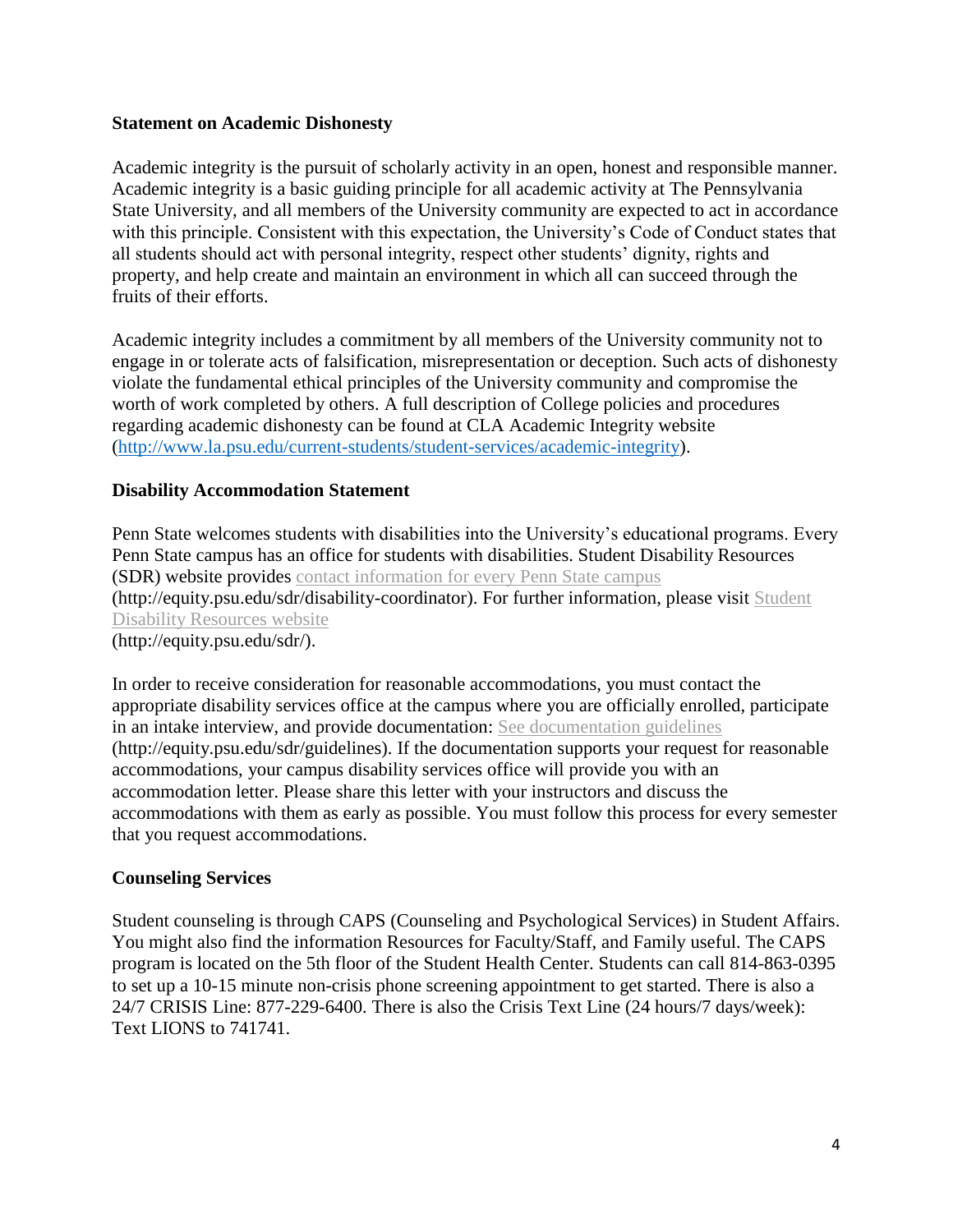**Statement on Academic Dishonesty**

Academic integrity is the pursuit of scholarly activity in an open, honest and responsible manner. Academic integrity is a basic guiding principle for all academic activity at The Pennsylvania State University, and all members of the University community are expected to act in accordance with this principle. Consistent with this expectation, the University's Code of Conduct states that all students should act with personal integrity, respect other students' dignity, rights and property, and help create and maintain an environment in which all can succeed through the fruits of their efforts.

Academic integrity includes a commitment by all members of the University community not to engage in or tolerate acts of falsification, misrepresentation or deception. Such acts of dishonesty violate the fundamental ethical principles of the University community and compromise the worth of work completed by others. A full description of College policies and procedures regarding academic dishonesty can be found at CLA Academic Integrity website (http://www.la.psu.edu/current-students/student-services/academic-integrity).

**Disability Accommodation Statement**

Penn State welcomes students with disabilities into the University's educational programs. Every Penn State campus has an office for students with disabilities. Student Disability Resources (SDR) website provides contact information for every Penn State campus (http://equity.psu.edu/sdr/disability-coordinator). For further information, please visit Student Disability Resources website (http://equity.psu.edu/sdr/).

In order to receive consideration for reasonable accommodations, you must contact the appropriate disability services office at the campus where you are officially enrolled, participate in an intake interview, and provide documentation: See documentation guidelines (http://equity.psu.edu/sdr/guidelines). If the documentation supports your request for reasonable accommodations, your campus disability services office will provide you with an accommodation letter. Please share this letter with your instructors and discuss the accommodations with them as early as possible. You must follow this process for every semester that you request accommodations.

**Counseling Services**

Student counseling is through CAPS (Counseling and Psychological Services) in Student Affairs. You might also find the information Resources for Faculty/Staff, and Family useful. The CAPS program is located on the 5th floor of the Student Health Center. Students can call 814-863-0395 to set up a 10-15 minute non-crisis phone screening appointment to get started. There is also a 24/7 CRISIS Line: 877-229-6400. There is also the Crisis Text Line (24 hours/7 days/week): Text LIONS to 741741.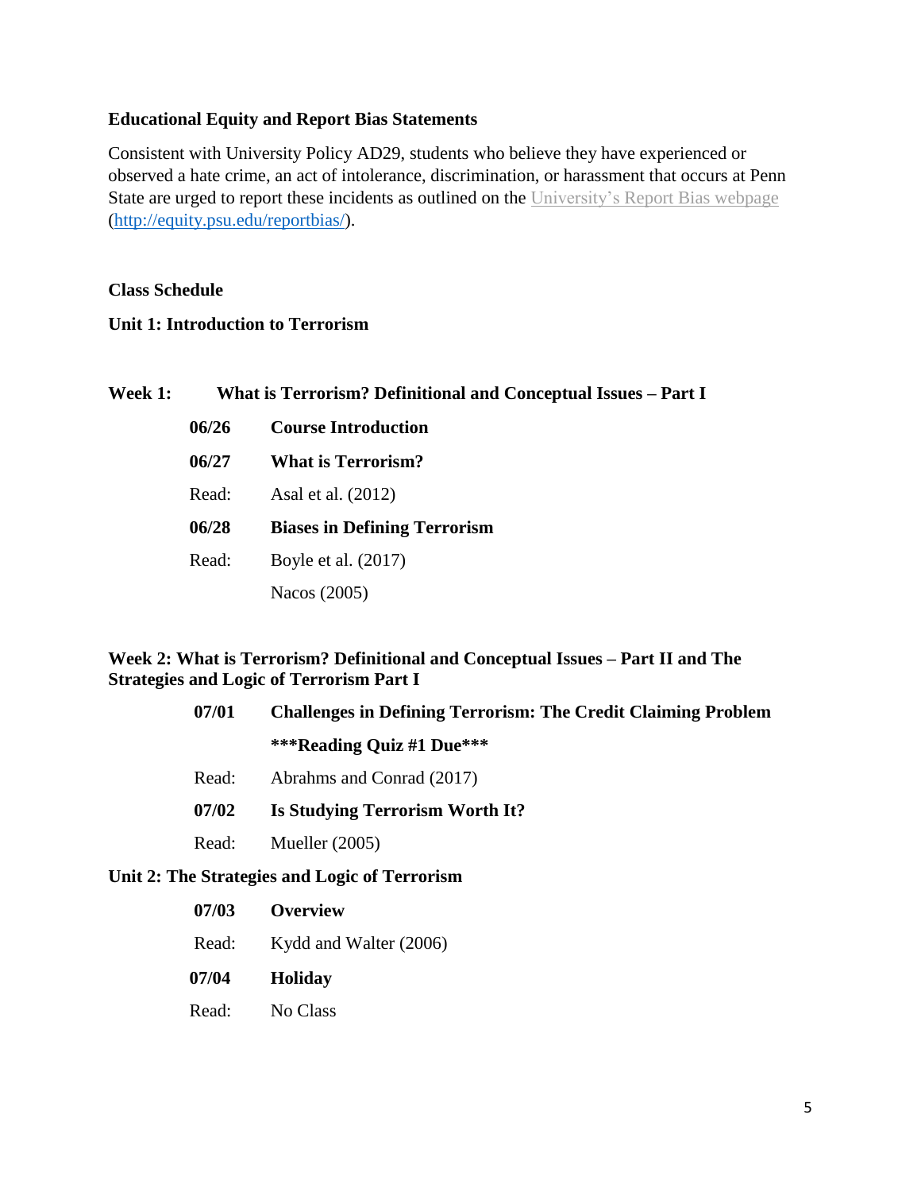**Educational Equity and Report Bias Statements**

Consistent with University Policy AD29, students who believe they have experienced or observed a hate crime, an act of intolerance, discrimination, or harassment that occurs at Penn State are urged to report these incidents as outlined on the University's Report Bias webpage (http://equity.psu.edu/reportbias/).

## Class Schedule

### Unit 1: Introduction to Terrorism

**Week 1: What is Terrorism? Definitional and Conceptual Issues – Part I**

**06/26** **Course Introduction**

**06/27** **What is Terrorism?**

Read: Asal et al. (2012)

**06/28** **Biases in Defining Terrorism**

Read: Boyle et al. (2017)

Nacos (2005)

**Week 2: What is Terrorism? Definitional and Conceptual Issues – Part II and The Strategies and Logic of Terrorism Part I**

**07/01** **Challenges in Defining Terrorism: The Credit Claiming Problem**

**\*\*\*Reading Quiz #1 Due\*\*\***

Read: Abrahms and Conrad (2017)

**07/02** **Is Studying Terrorism Worth It?**

Read: Mueller (2005)

### Unit 2: The Strategies and Logic of Terrorism

**07/03** **Overview**

Read: Kydd and Walter (2006)

**07/04** **Holiday**

Read: No Class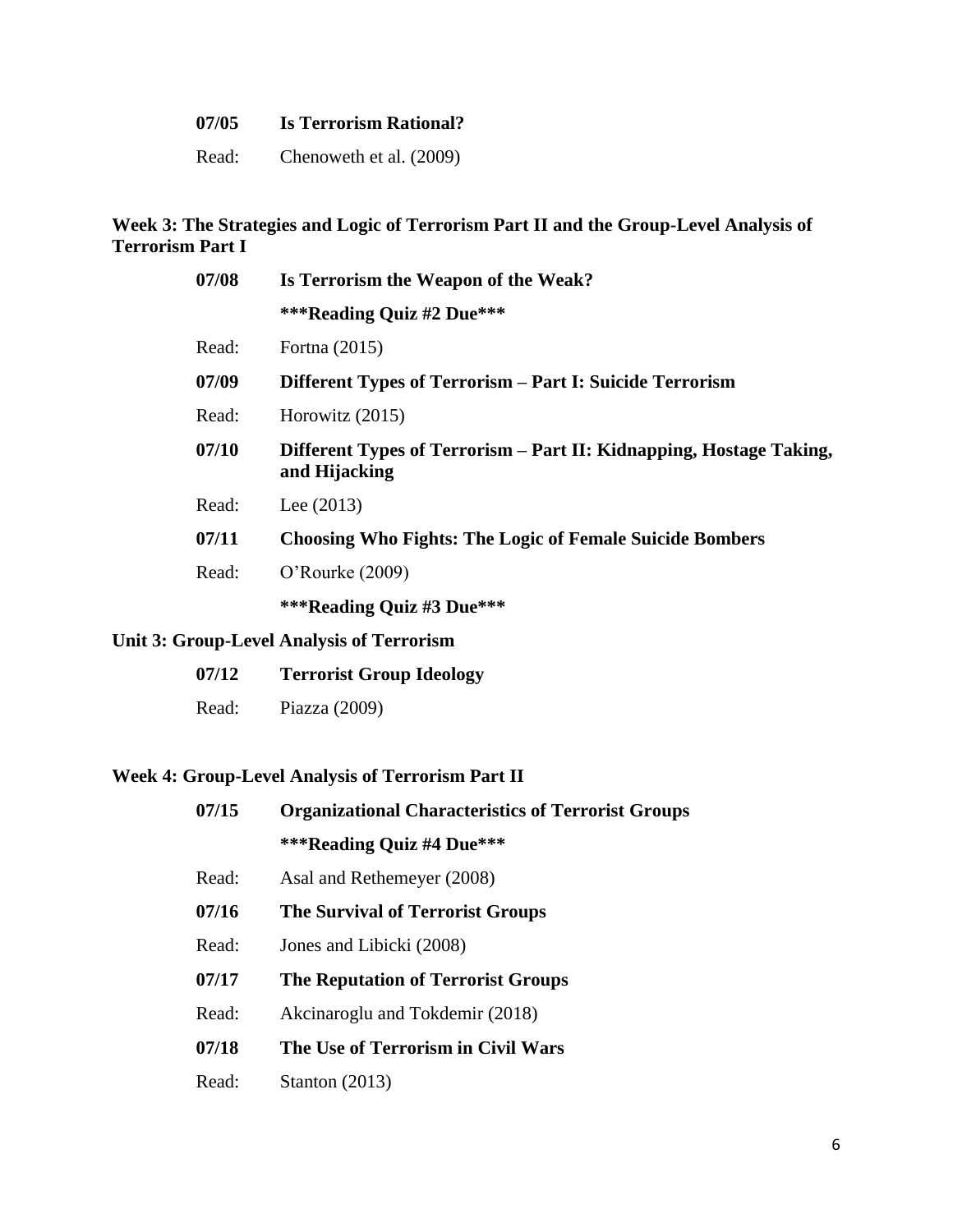**07/05 Is Terrorism Rational?**

Read: Chenoweth et al. (2009)

**Week 3: The Strategies and Logic of Terrorism Part II and the Group-Level Analysis of Terrorism Part I**

**07/08 Is Terrorism the Weapon of the Weak?**

**\*\*\*Reading Quiz #2 Due\*\*\***

Read: Fortna (2015)

**07/09 Different Types of Terrorism – Part I: Suicide Terrorism**

Read: Horowitz (2015)

**07/10 Different Types of Terrorism – Part II: Kidnapping, Hostage Taking, and Hijacking**

Read: Lee (2013)

**07/11 Choosing Who Fights: The Logic of Female Suicide Bombers**

Read: O'Rourke (2009)

**\*\*\*Reading Quiz #3 Due\*\*\***

**Unit 3: Group-Level Analysis of Terrorism**

**07/12 Terrorist Group Ideology**

Read: Piazza (2009)

**Week 4: Group-Level Analysis of Terrorism Part II**

**07/15 Organizational Characteristics of Terrorist Groups**

**\*\*\*Reading Quiz #4 Due\*\*\***

Read: Asal and Rethemeyer (2008)

**07/16 The Survival of Terrorist Groups**

Read: Jones and Libicki (2008)

**07/17 The Reputation of Terrorist Groups**

Read: Akcinaroglu and Tokdemir (2018)

**07/18 The Use of Terrorism in Civil Wars**

Read: Stanton (2013)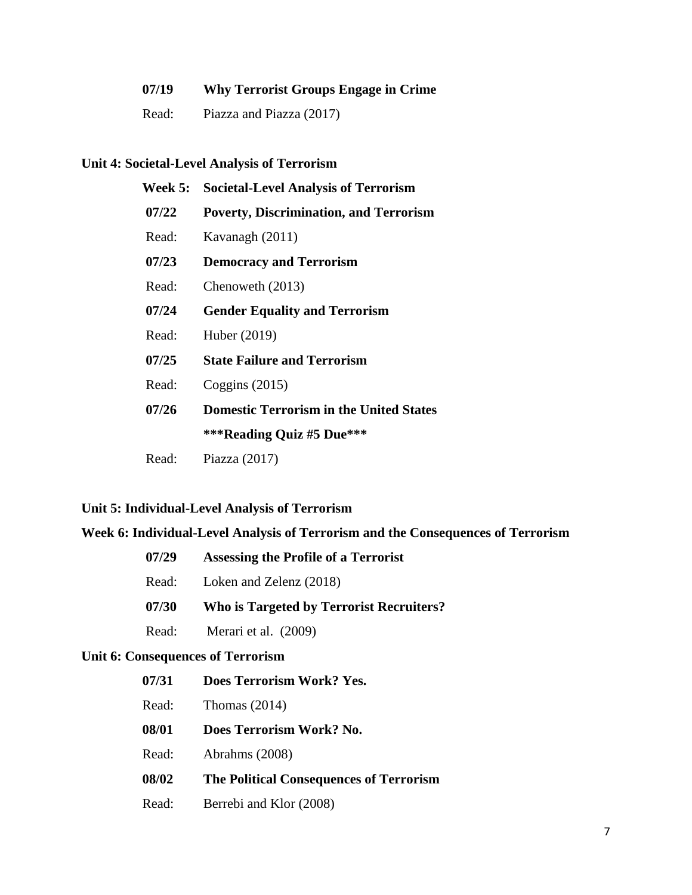**07/19 Why Terrorist Groups Engage in Crime**

Read: Piazza and Piazza (2017)

**Unit 4: Societal-Level Analysis of Terrorism**

**Week 5: Societal-Level Analysis of Terrorism**

**07/22 Poverty, Discrimination, and Terrorism**

Read: Kavanagh (2011)

**07/23 Democracy and Terrorism**

Read: Chenoweth (2013)

**07/24 Gender Equality and Terrorism**

Read: Huber (2019)

**07/25 State Failure and Terrorism**

Read: Coggins (2015)

**07/26 Domestic Terrorism in the United States**

**\*\*\*Reading Quiz #5 Due\*\*\***

Read: Piazza (2017)

**Unit 5: Individual-Level Analysis of Terrorism**

**Week 6: Individual-Level Analysis of Terrorism and the Consequences of Terrorism**

**07/29 Assessing the Profile of a Terrorist**

Read: Loken and Zelenz (2018)

**07/30 Who is Targeted by Terrorist Recruiters?**

Read: Merari et al. (2009)

**Unit 6: Consequences of Terrorism**

**07/31 Does Terrorism Work? Yes.**

Read: Thomas (2014)

**08/01 Does Terrorism Work? No.**

Read: Abrahms (2008)

**08/02 The Political Consequences of Terrorism**

Read: Berrebi and Klor (2008)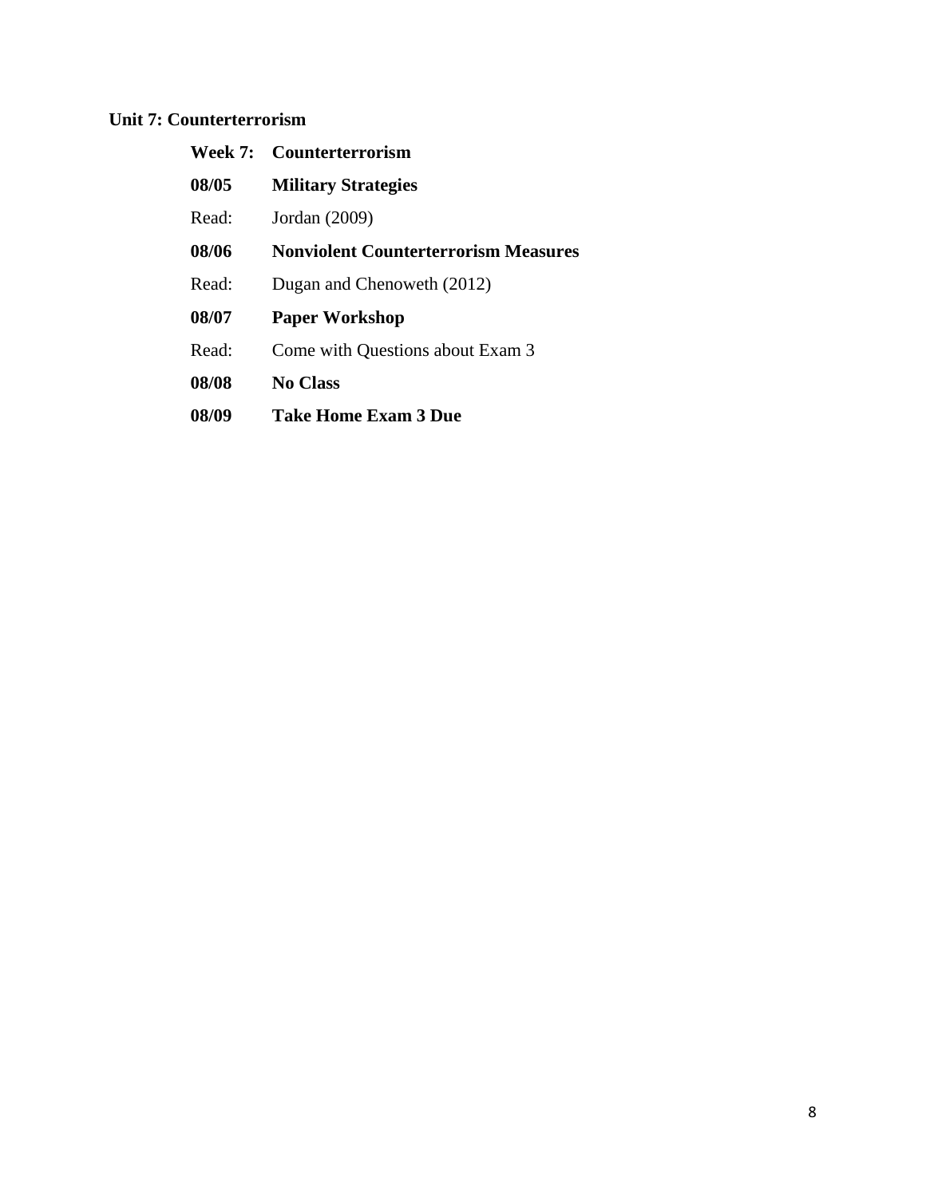**Unit 7: Counterterrorism**

**Week 7: Counterterrorism**

**08/05 Military Strategies**

Read: Jordan (2009)

**08/06 Nonviolent Counterterrorism Measures**

Read: Dugan and Chenoweth (2012)

**08/07 Paper Workshop**

Read: Come with Questions about Exam 3

**08/08 No Class**

**08/09 Take Home Exam 3 Due**